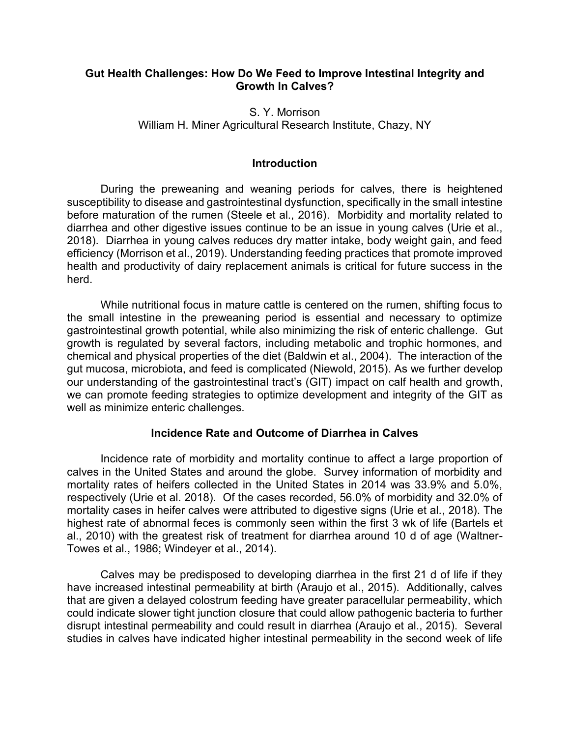# Gut Health Challenges: How Do We Feed to Improve Intestinal Integrity and Growth In Calves?

S. Y. Morrison
William H. Miner Agricultural Research Institute, Chazy, NY

## Introduction

During the preweaning and weaning periods for calves, there is heightened susceptibility to disease and gastrointestinal dysfunction, specifically in the small intestine before maturation of the rumen (Steele et al., 2016). Morbidity and mortality related to diarrhea and other digestive issues continue to be an issue in young calves (Urie et al., 2018). Diarrhea in young calves reduces dry matter intake, body weight gain, and feed efficiency (Morrison et al., 2019). Understanding feeding practices that promote improved health and productivity of dairy replacement animals is critical for future success in the herd.

While nutritional focus in mature cattle is centered on the rumen, shifting focus to the small intestine in the preweaning period is essential and necessary to optimize gastrointestinal growth potential, while also minimizing the risk of enteric challenge. Gut growth is regulated by several factors, including metabolic and trophic hormones, and chemical and physical properties of the diet (Baldwin et al., 2004). The interaction of the gut mucosa, microbiota, and feed is complicated (Niewold, 2015). As we further develop our understanding of the gastrointestinal tract's (GIT) impact on calf health and growth, we can promote feeding strategies to optimize development and integrity of the GIT as well as minimize enteric challenges.

## Incidence Rate and Outcome of Diarrhea in Calves

Incidence rate of morbidity and mortality continue to affect a large proportion of calves in the United States and around the globe. Survey information of morbidity and mortality rates of heifers collected in the United States in 2014 was 33.9% and 5.0%, respectively (Urie et al. 2018). Of the cases recorded, 56.0% of morbidity and 32.0% of mortality cases in heifer calves were attributed to digestive signs (Urie et al., 2018). The highest rate of abnormal feces is commonly seen within the first 3 wk of life (Bartels et al., 2010) with the greatest risk of treatment for diarrhea around 10 d of age (Waltner-Towes et al., 1986; Windeyer et al., 2014).

Calves may be predisposed to developing diarrhea in the first 21 d of life if they have increased intestinal permeability at birth (Araujo et al., 2015). Additionally, calves that are given a delayed colostrum feeding have greater paracellular permeability, which could indicate slower tight junction closure that could allow pathogenic bacteria to further disrupt intestinal permeability and could result in diarrhea (Araujo et al., 2015). Several studies in calves have indicated higher intestinal permeability in the second week of life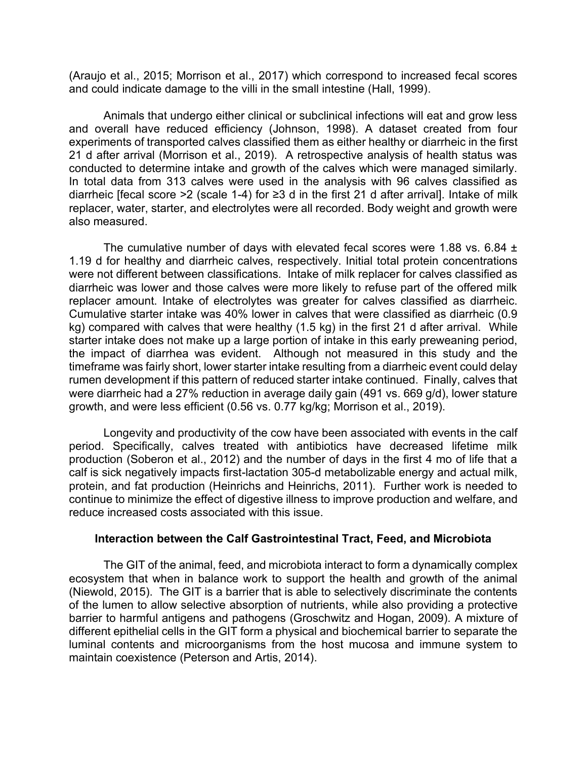(Araujo et al., 2015; Morrison et al., 2017) which correspond to increased fecal scores and could indicate damage to the villi in the small intestine (Hall, 1999).

Animals that undergo either clinical or subclinical infections will eat and grow less and overall have reduced efficiency (Johnson, 1998). A dataset created from four experiments of transported calves classified them as either healthy or diarrheic in the first 21 d after arrival (Morrison et al., 2019). A retrospective analysis of health status was conducted to determine intake and growth of the calves which were managed similarly. In total data from 313 calves were used in the analysis with 96 calves classified as diarrheic [fecal score >2 (scale 1-4) for ≥3 d in the first 21 d after arrival]. Intake of milk replacer, water, starter, and electrolytes were all recorded. Body weight and growth were also measured.

The cumulative number of days with elevated fecal scores were 1.88 vs. 6.84 ± 1.19 d for healthy and diarrheic calves, respectively. Initial total protein concentrations were not different between classifications. Intake of milk replacer for calves classified as diarrheic was lower and those calves were more likely to refuse part of the offered milk replacer amount. Intake of electrolytes was greater for calves classified as diarrheic. Cumulative starter intake was 40% lower in calves that were classified as diarrheic (0.9 kg) compared with calves that were healthy (1.5 kg) in the first 21 d after arrival. While starter intake does not make up a large portion of intake in this early preweaning period, the impact of diarrhea was evident. Although not measured in this study and the timeframe was fairly short, lower starter intake resulting from a diarrheic event could delay rumen development if this pattern of reduced starter intake continued. Finally, calves that were diarrheic had a 27% reduction in average daily gain (491 vs. 669 g/d), lower stature growth, and were less efficient (0.56 vs. 0.77 kg/kg; Morrison et al., 2019).

Longevity and productivity of the cow have been associated with events in the calf period. Specifically, calves treated with antibiotics have decreased lifetime milk production (Soberon et al., 2012) and the number of days in the first 4 mo of life that a calf is sick negatively impacts first-lactation 305-d metabolizable energy and actual milk, protein, and fat production (Heinrichs and Heinrichs, 2011). Further work is needed to continue to minimize the effect of digestive illness to improve production and welfare, and reduce increased costs associated with this issue.

## Interaction between the Calf Gastrointestinal Tract, Feed, and Microbiota

The GIT of the animal, feed, and microbiota interact to form a dynamically complex ecosystem that when in balance work to support the health and growth of the animal (Niewold, 2015). The GIT is a barrier that is able to selectively discriminate the contents of the lumen to allow selective absorption of nutrients, while also providing a protective barrier to harmful antigens and pathogens (Groschwitz and Hogan, 2009). A mixture of different epithelial cells in the GIT form a physical and biochemical barrier to separate the luminal contents and microorganisms from the host mucosa and immune system to maintain coexistence (Peterson and Artis, 2014).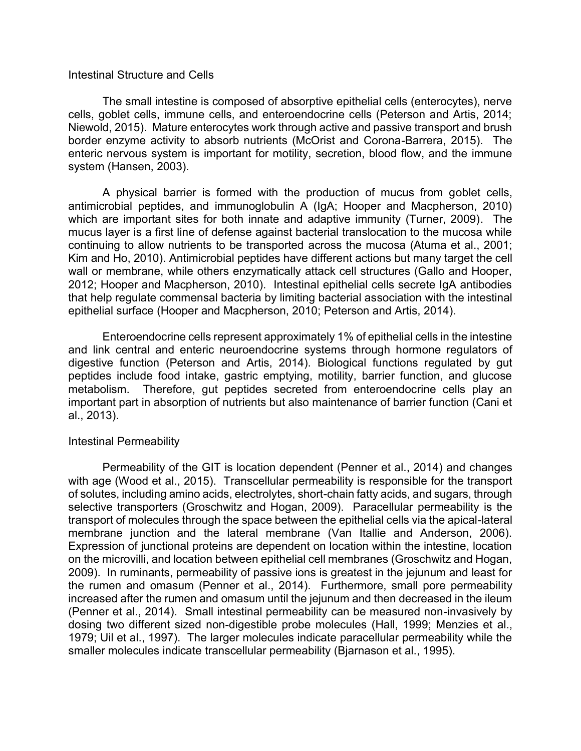## Intestinal Structure and Cells

The small intestine is composed of absorptive epithelial cells (enterocytes), nerve cells, goblet cells, immune cells, and enteroendocrine cells (Peterson and Artis, 2014; Niewold, 2015). Mature enterocytes work through active and passive transport and brush border enzyme activity to absorb nutrients (McOrist and Corona-Barrera, 2015). The enteric nervous system is important for motility, secretion, blood flow, and the immune system (Hansen, 2003).

A physical barrier is formed with the production of mucus from goblet cells, antimicrobial peptides, and immunoglobulin A (IgA; Hooper and Macpherson, 2010) which are important sites for both innate and adaptive immunity (Turner, 2009). The mucus layer is a first line of defense against bacterial translocation to the mucosa while continuing to allow nutrients to be transported across the mucosa (Atuma et al., 2001; Kim and Ho, 2010). Antimicrobial peptides have different actions but many target the cell wall or membrane, while others enzymatically attack cell structures (Gallo and Hooper, 2012; Hooper and Macpherson, 2010). Intestinal epithelial cells secrete IgA antibodies that help regulate commensal bacteria by limiting bacterial association with the intestinal epithelial surface (Hooper and Macpherson, 2010; Peterson and Artis, 2014).

Enteroendocrine cells represent approximately 1% of epithelial cells in the intestine and link central and enteric neuroendocrine systems through hormone regulators of digestive function (Peterson and Artis, 2014). Biological functions regulated by gut peptides include food intake, gastric emptying, motility, barrier function, and glucose metabolism. Therefore, gut peptides secreted from enteroendocrine cells play an important part in absorption of nutrients but also maintenance of barrier function (Cani et al., 2013).

## Intestinal Permeability

Permeability of the GIT is location dependent (Penner et al., 2014) and changes with age (Wood et al., 2015). Transcellular permeability is responsible for the transport of solutes, including amino acids, electrolytes, short-chain fatty acids, and sugars, through selective transporters (Groschwitz and Hogan, 2009). Paracellular permeability is the transport of molecules through the space between the epithelial cells via the apical-lateral membrane junction and the lateral membrane (Van Itallie and Anderson, 2006). Expression of junctional proteins are dependent on location within the intestine, location on the microvilli, and location between epithelial cell membranes (Groschwitz and Hogan, 2009). In ruminants, permeability of passive ions is greatest in the jejunum and least for the rumen and omasum (Penner et al., 2014). Furthermore, small pore permeability increased after the rumen and omasum until the jejunum and then decreased in the ileum (Penner et al., 2014). Small intestinal permeability can be measured non-invasively by dosing two different sized non-digestible probe molecules (Hall, 1999; Menzies et al., 1979; Uil et al., 1997). The larger molecules indicate paracellular permeability while the smaller molecules indicate transcellular permeability (Bjarnason et al., 1995).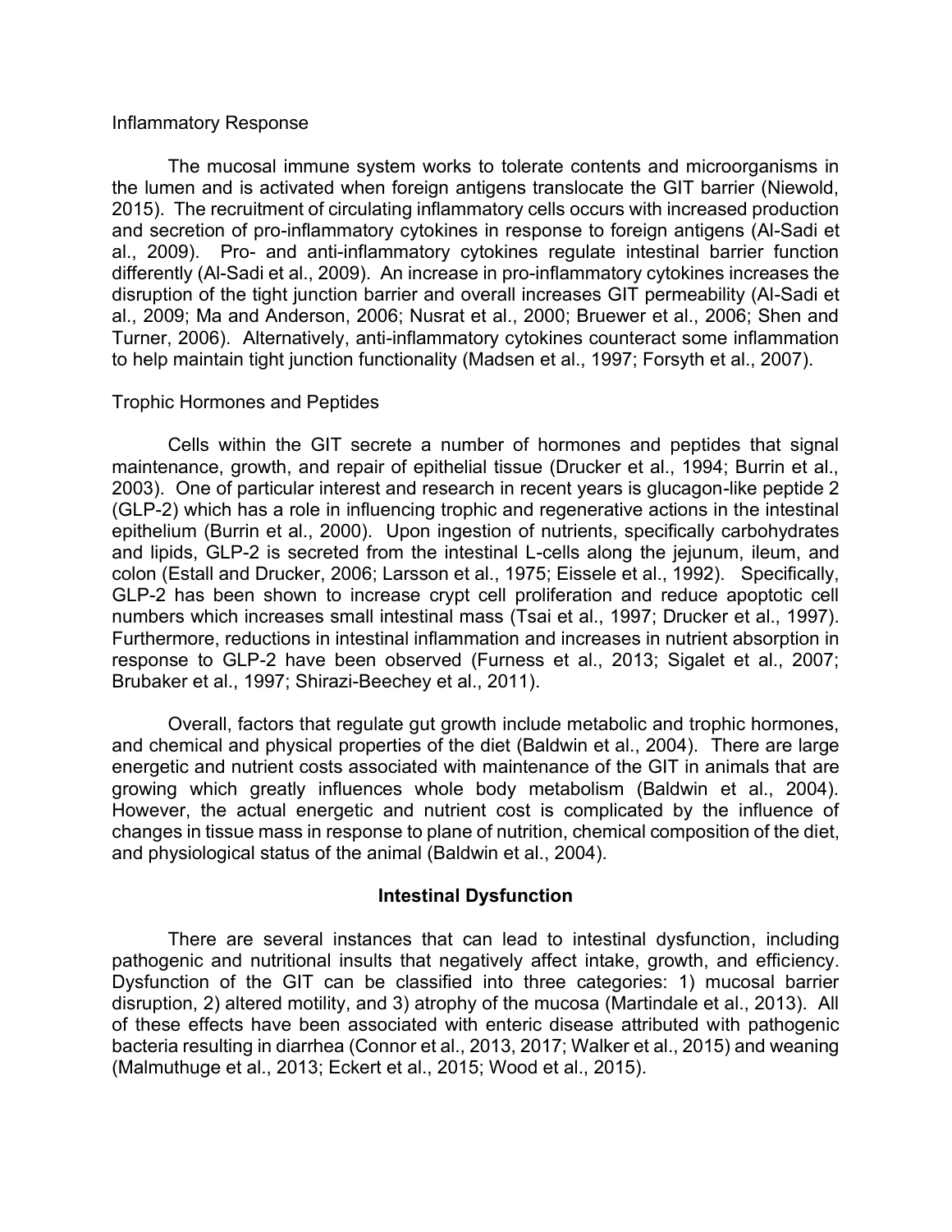### Inflammatory Response

The mucosal immune system works to tolerate contents and microorganisms in the lumen and is activated when foreign antigens translocate the GIT barrier (Niewold, 2015). The recruitment of circulating inflammatory cells occurs with increased production and secretion of pro-inflammatory cytokines in response to foreign antigens (Al-Sadi et al., 2009). Pro- and anti-inflammatory cytokines regulate intestinal barrier function differently (Al-Sadi et al., 2009). An increase in pro-inflammatory cytokines increases the disruption of the tight junction barrier and overall increases GIT permeability (Al-Sadi et al., 2009; Ma and Anderson, 2006; Nusrat et al., 2000; Bruewer et al., 2006; Shen and Turner, 2006). Alternatively, anti-inflammatory cytokines counteract some inflammation to help maintain tight junction functionality (Madsen et al., 1997; Forsyth et al., 2007).

### Trophic Hormones and Peptides

Cells within the GIT secrete a number of hormones and peptides that signal maintenance, growth, and repair of epithelial tissue (Drucker et al., 1994; Burrin et al., 2003). One of particular interest and research in recent years is glucagon-like peptide 2 (GLP-2) which has a role in influencing trophic and regenerative actions in the intestinal epithelium (Burrin et al., 2000). Upon ingestion of nutrients, specifically carbohydrates and lipids, GLP-2 is secreted from the intestinal L-cells along the jejunum, ileum, and colon (Estall and Drucker, 2006; Larsson et al., 1975; Eissele et al., 1992). Specifically, GLP-2 has been shown to increase crypt cell proliferation and reduce apoptotic cell numbers which increases small intestinal mass (Tsai et al., 1997; Drucker et al., 1997). Furthermore, reductions in intestinal inflammation and increases in nutrient absorption in response to GLP-2 have been observed (Furness et al., 2013; Sigalet et al., 2007; Brubaker et al., 1997; Shirazi-Beechey et al., 2011).

Overall, factors that regulate gut growth include metabolic and trophic hormones, and chemical and physical properties of the diet (Baldwin et al., 2004). There are large energetic and nutrient costs associated with maintenance of the GIT in animals that are growing which greatly influences whole body metabolism (Baldwin et al., 2004). However, the actual energetic and nutrient cost is complicated by the influence of changes in tissue mass in response to plane of nutrition, chemical composition of the diet, and physiological status of the animal (Baldwin et al., 2004).

## Intestinal Dysfunction

There are several instances that can lead to intestinal dysfunction, including pathogenic and nutritional insults that negatively affect intake, growth, and efficiency. Dysfunction of the GIT can be classified into three categories: 1) mucosal barrier disruption, 2) altered motility, and 3) atrophy of the mucosa (Martindale et al., 2013). All of these effects have been associated with enteric disease attributed with pathogenic bacteria resulting in diarrhea (Connor et al., 2013, 2017; Walker et al., 2015) and weaning (Malmuthuge et al., 2013; Eckert et al., 2015; Wood et al., 2015).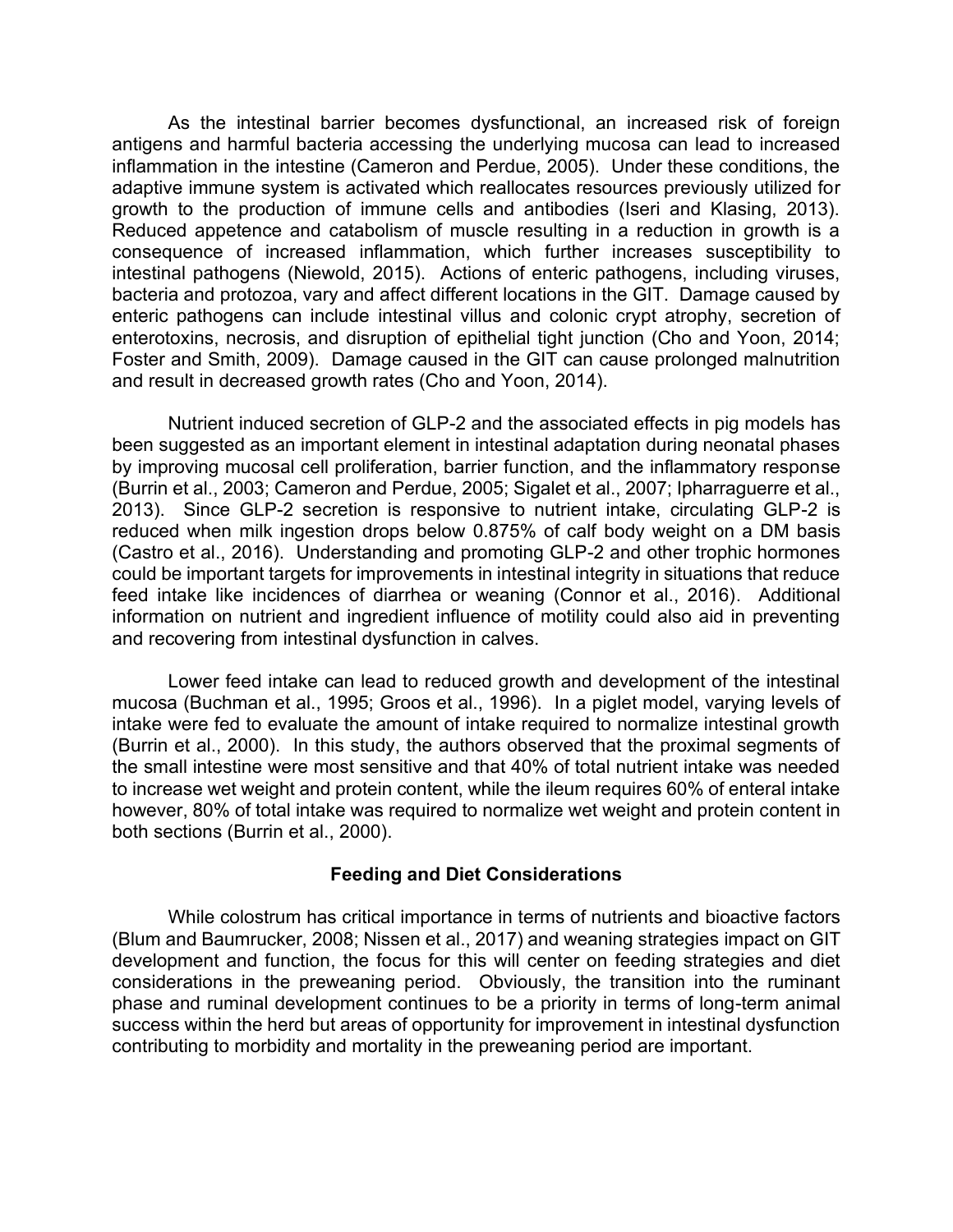As the intestinal barrier becomes dysfunctional, an increased risk of foreign antigens and harmful bacteria accessing the underlying mucosa can lead to increased inflammation in the intestine (Cameron and Perdue, 2005). Under these conditions, the adaptive immune system is activated which reallocates resources previously utilized for growth to the production of immune cells and antibodies (Iseri and Klasing, 2013). Reduced appetence and catabolism of muscle resulting in a reduction in growth is a consequence of increased inflammation, which further increases susceptibility to intestinal pathogens (Niewold, 2015). Actions of enteric pathogens, including viruses, bacteria and protozoa, vary and affect different locations in the GIT. Damage caused by enteric pathogens can include intestinal villus and colonic crypt atrophy, secretion of enterotoxins, necrosis, and disruption of epithelial tight junction (Cho and Yoon, 2014; Foster and Smith, 2009). Damage caused in the GIT can cause prolonged malnutrition and result in decreased growth rates (Cho and Yoon, 2014).

Nutrient induced secretion of GLP-2 and the associated effects in pig models has been suggested as an important element in intestinal adaptation during neonatal phases by improving mucosal cell proliferation, barrier function, and the inflammatory response (Burrin et al., 2003; Cameron and Perdue, 2005; Sigalet et al., 2007; Ipharraguerre et al., 2013). Since GLP-2 secretion is responsive to nutrient intake, circulating GLP-2 is reduced when milk ingestion drops below 0.875% of calf body weight on a DM basis (Castro et al., 2016). Understanding and promoting GLP-2 and other trophic hormones could be important targets for improvements in intestinal integrity in situations that reduce feed intake like incidences of diarrhea or weaning (Connor et al., 2016). Additional information on nutrient and ingredient influence of motility could also aid in preventing and recovering from intestinal dysfunction in calves.

Lower feed intake can lead to reduced growth and development of the intestinal mucosa (Buchman et al., 1995; Groos et al., 1996). In a piglet model, varying levels of intake were fed to evaluate the amount of intake required to normalize intestinal growth (Burrin et al., 2000). In this study, the authors observed that the proximal segments of the small intestine were most sensitive and that 40% of total nutrient intake was needed to increase wet weight and protein content, while the ileum requires 60% of enteral intake however, 80% of total intake was required to normalize wet weight and protein content in both sections (Burrin et al., 2000).

## Feeding and Diet Considerations

While colostrum has critical importance in terms of nutrients and bioactive factors (Blum and Baumrucker, 2008; Nissen et al., 2017) and weaning strategies impact on GIT development and function, the focus for this will center on feeding strategies and diet considerations in the preweaning period. Obviously, the transition into the ruminant phase and ruminal development continues to be a priority in terms of long-term animal success within the herd but areas of opportunity for improvement in intestinal dysfunction contributing to morbidity and mortality in the preweaning period are important.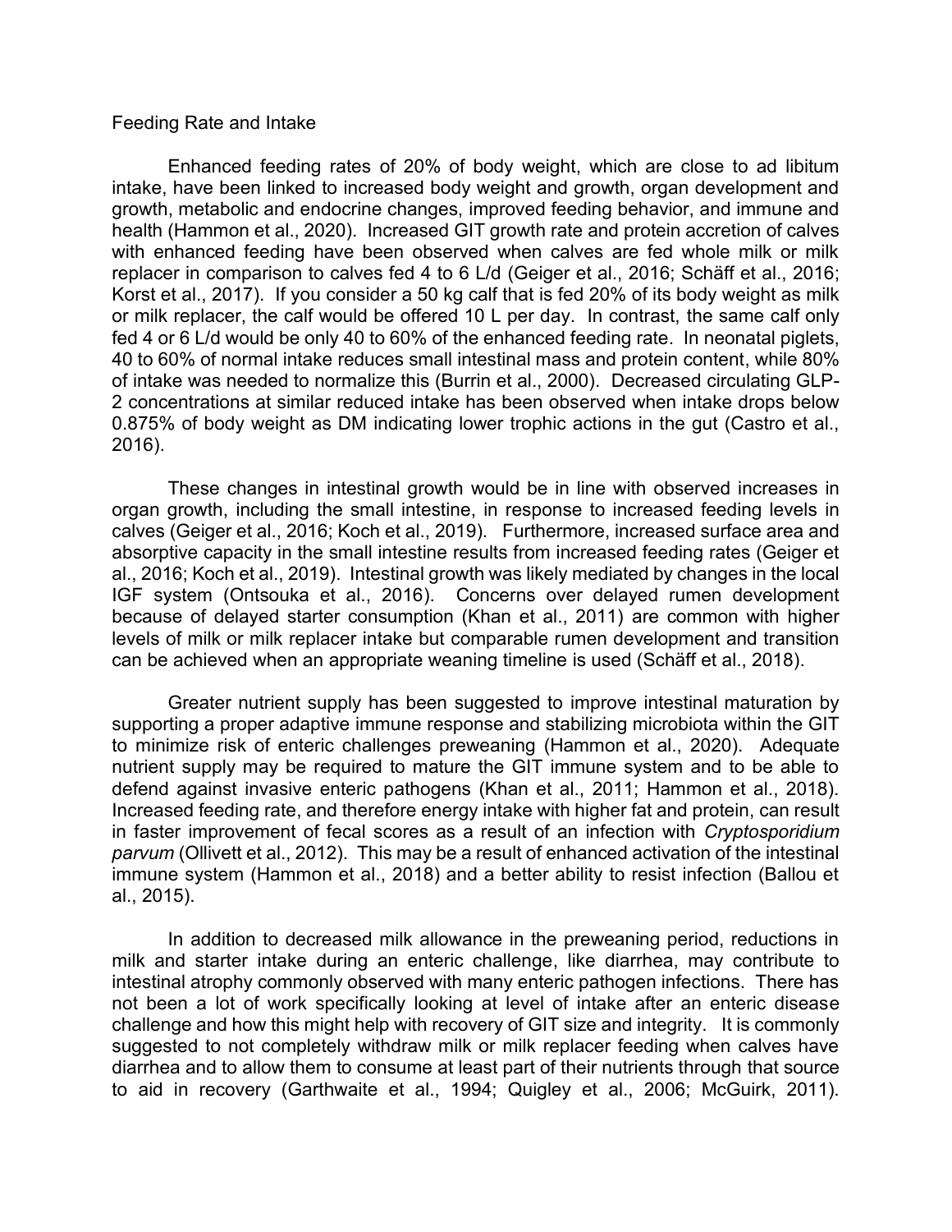## Feeding Rate and Intake

Enhanced feeding rates of 20% of body weight, which are close to ad libitum intake, have been linked to increased body weight and growth, organ development and growth, metabolic and endocrine changes, improved feeding behavior, and immune and health (Hammon et al., 2020). Increased GIT growth rate and protein accretion of calves with enhanced feeding have been observed when calves are fed whole milk or milk replacer in comparison to calves fed 4 to 6 L/d (Geiger et al., 2016; Schäff et al., 2016; Korst et al., 2017). If you consider a 50 kg calf that is fed 20% of its body weight as milk or milk replacer, the calf would be offered 10 L per day. In contrast, the same calf only fed 4 or 6 L/d would be only 40 to 60% of the enhanced feeding rate. In neonatal piglets, 40 to 60% of normal intake reduces small intestinal mass and protein content, while 80% of intake was needed to normalize this (Burrin et al., 2000). Decreased circulating GLP-2 concentrations at similar reduced intake has been observed when intake drops below 0.875% of body weight as DM indicating lower trophic actions in the gut (Castro et al., 2016).

These changes in intestinal growth would be in line with observed increases in organ growth, including the small intestine, in response to increased feeding levels in calves (Geiger et al., 2016; Koch et al., 2019). Furthermore, increased surface area and absorptive capacity in the small intestine results from increased feeding rates (Geiger et al., 2016; Koch et al., 2019). Intestinal growth was likely mediated by changes in the local IGF system (Ontsouka et al., 2016). Concerns over delayed rumen development because of delayed starter consumption (Khan et al., 2011) are common with higher levels of milk or milk replacer intake but comparable rumen development and transition can be achieved when an appropriate weaning timeline is used (Schäff et al., 2018).

Greater nutrient supply has been suggested to improve intestinal maturation by supporting a proper adaptive immune response and stabilizing microbiota within the GIT to minimize risk of enteric challenges preweaning (Hammon et al., 2020). Adequate nutrient supply may be required to mature the GIT immune system and to be able to defend against invasive enteric pathogens (Khan et al., 2011; Hammon et al., 2018). Increased feeding rate, and therefore energy intake with higher fat and protein, can result in faster improvement of fecal scores as a result of an infection with *Cryptosporidium parvum* (Ollivett et al., 2012). This may be a result of enhanced activation of the intestinal immune system (Hammon et al., 2018) and a better ability to resist infection (Ballou et al., 2015).

In addition to decreased milk allowance in the preweaning period, reductions in milk and starter intake during an enteric challenge, like diarrhea, may contribute to intestinal atrophy commonly observed with many enteric pathogen infections. There has not been a lot of work specifically looking at level of intake after an enteric disease challenge and how this might help with recovery of GIT size and integrity. It is commonly suggested to not completely withdraw milk or milk replacer feeding when calves have diarrhea and to allow them to consume at least part of their nutrients through that source to aid in recovery (Garthwaite et al., 1994; Quigley et al., 2006; McGuirk, 2011).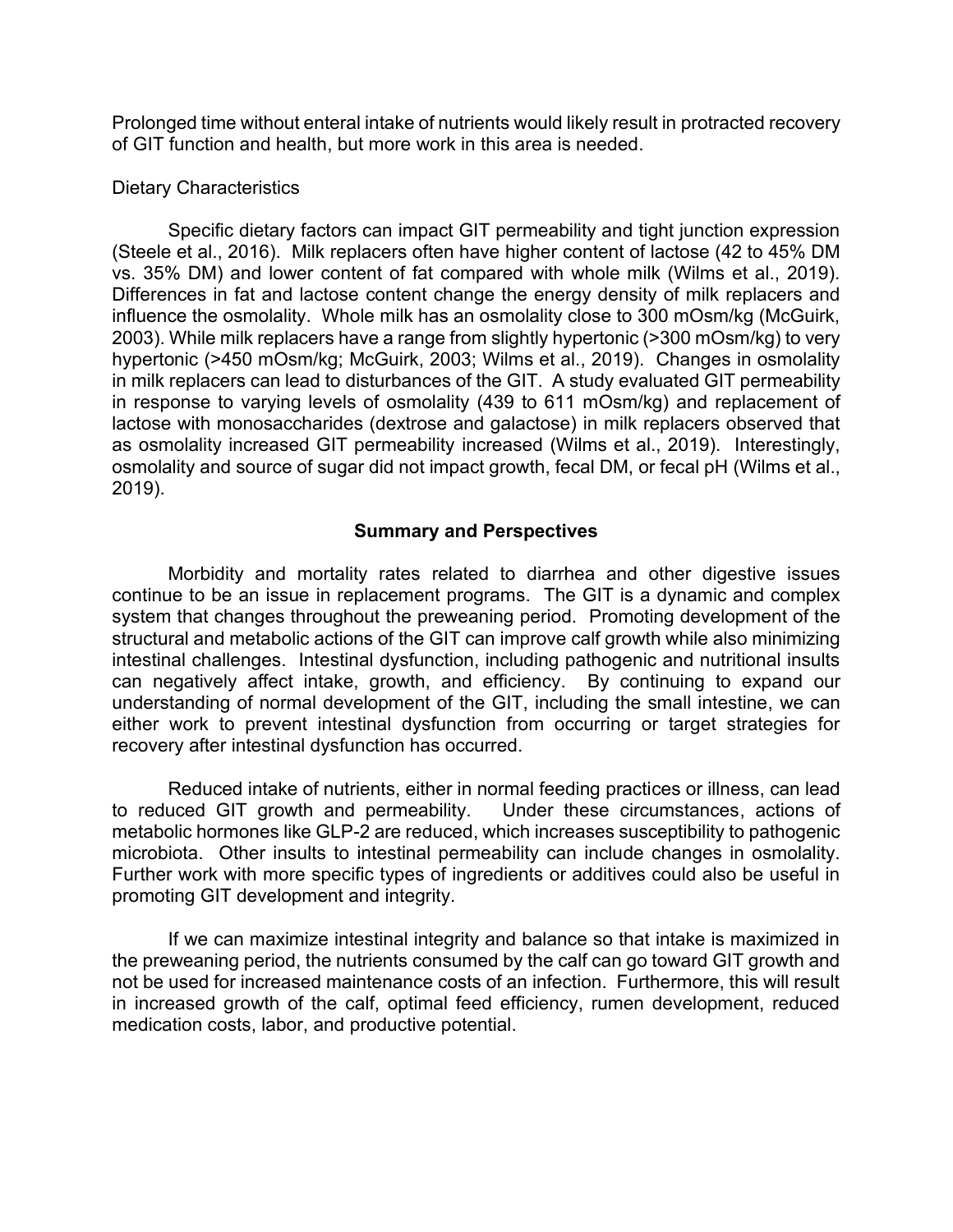Prolonged time without enteral intake of nutrients would likely result in protracted recovery of GIT function and health, but more work in this area is needed.

### Dietary Characteristics

Specific dietary factors can impact GIT permeability and tight junction expression (Steele et al., 2016). Milk replacers often have higher content of lactose (42 to 45% DM vs. 35% DM) and lower content of fat compared with whole milk (Wilms et al., 2019). Differences in fat and lactose content change the energy density of milk replacers and influence the osmolality. Whole milk has an osmolality close to 300 mOsm/kg (McGuirk, 2003). While milk replacers have a range from slightly hypertonic (>300 mOsm/kg) to very hypertonic (>450 mOsm/kg; McGuirk, 2003; Wilms et al., 2019). Changes in osmolality in milk replacers can lead to disturbances of the GIT. A study evaluated GIT permeability in response to varying levels of osmolality (439 to 611 mOsm/kg) and replacement of lactose with monosaccharides (dextrose and galactose) in milk replacers observed that as osmolality increased GIT permeability increased (Wilms et al., 2019). Interestingly, osmolality and source of sugar did not impact growth, fecal DM, or fecal pH (Wilms et al., 2019).

## Summary and Perspectives

Morbidity and mortality rates related to diarrhea and other digestive issues continue to be an issue in replacement programs. The GIT is a dynamic and complex system that changes throughout the preweaning period. Promoting development of the structural and metabolic actions of the GIT can improve calf growth while also minimizing intestinal challenges. Intestinal dysfunction, including pathogenic and nutritional insults can negatively affect intake, growth, and efficiency. By continuing to expand our understanding of normal development of the GIT, including the small intestine, we can either work to prevent intestinal dysfunction from occurring or target strategies for recovery after intestinal dysfunction has occurred.

Reduced intake of nutrients, either in normal feeding practices or illness, can lead to reduced GIT growth and permeability. Under these circumstances, actions of metabolic hormones like GLP-2 are reduced, which increases susceptibility to pathogenic microbiota. Other insults to intestinal permeability can include changes in osmolality. Further work with more specific types of ingredients or additives could also be useful in promoting GIT development and integrity.

If we can maximize intestinal integrity and balance so that intake is maximized in the preweaning period, the nutrients consumed by the calf can go toward GIT growth and not be used for increased maintenance costs of an infection. Furthermore, this will result in increased growth of the calf, optimal feed efficiency, rumen development, reduced medication costs, labor, and productive potential.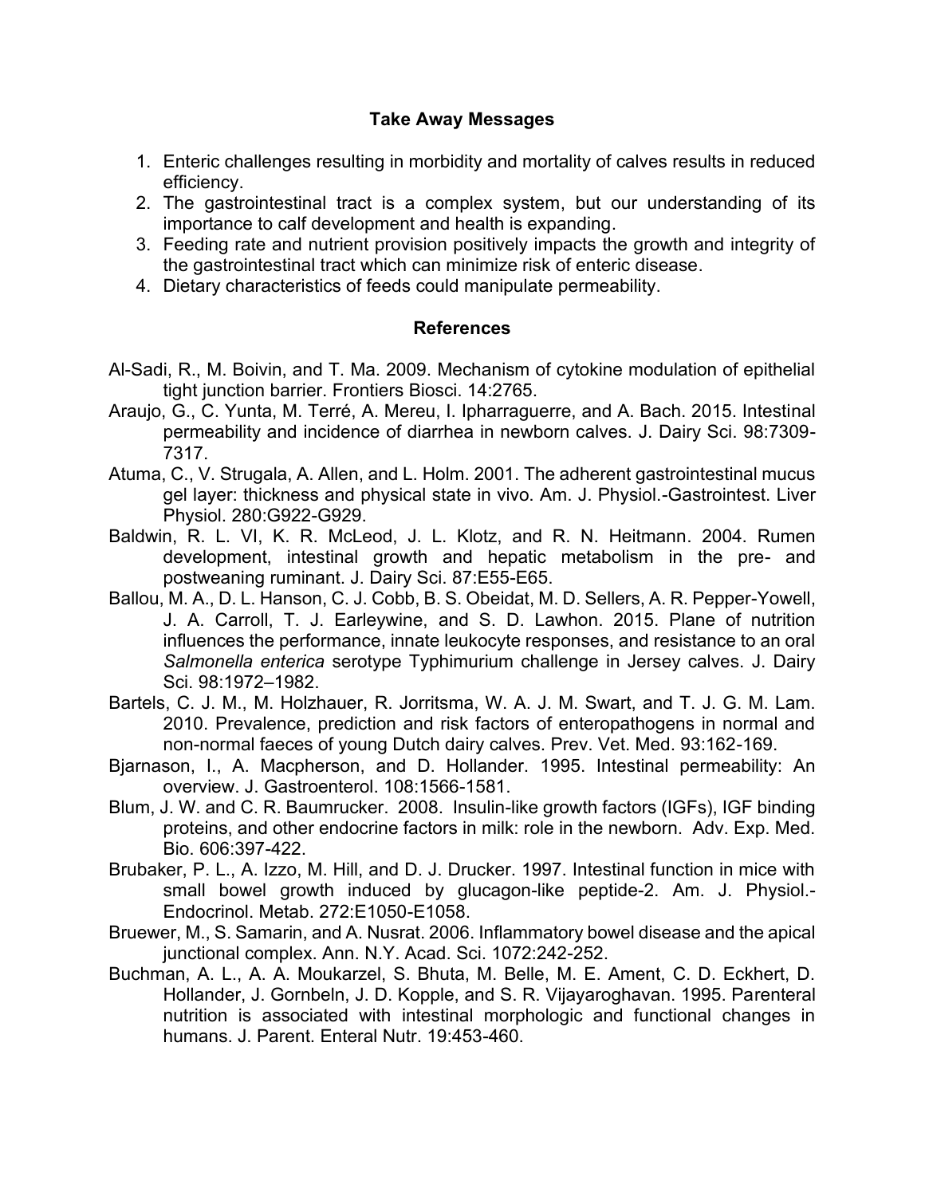## Take Away Messages

1. Enteric challenges resulting in morbidity and mortality of calves results in reduced efficiency.
2. The gastrointestinal tract is a complex system, but our understanding of its importance to calf development and health is expanding.
3. Feeding rate and nutrient provision positively impacts the growth and integrity of the gastrointestinal tract which can minimize risk of enteric disease.
4. Dietary characteristics of feeds could manipulate permeability.

## References

Al-Sadi, R., M. Boivin, and T. Ma. 2009. Mechanism of cytokine modulation of epithelial tight junction barrier. Frontiers Biosci. 14:2765.

Araujo, G., C. Yunta, M. Terré, A. Mereu, I. Ipharraguerre, and A. Bach. 2015. Intestinal permeability and incidence of diarrhea in newborn calves. J. Dairy Sci. 98:7309-7317.

Atuma, C., V. Strugala, A. Allen, and L. Holm. 2001. The adherent gastrointestinal mucus gel layer: thickness and physical state in vivo. Am. J. Physiol.-Gastrointest. Liver Physiol. 280:G922-G929.

Baldwin, R. L. VI, K. R. McLeod, J. L. Klotz, and R. N. Heitmann. 2004. Rumen development, intestinal growth and hepatic metabolism in the pre- and postweaning ruminant. J. Dairy Sci. 87:E55-E65.

Ballou, M. A., D. L. Hanson, C. J. Cobb, B. S. Obeidat, M. D. Sellers, A. R. Pepper-Yowell, J. A. Carroll, T. J. Earleywine, and S. D. Lawhon. 2015. Plane of nutrition influences the performance, innate leukocyte responses, and resistance to an oral *Salmonella enterica* serotype Typhimurium challenge in Jersey calves. J. Dairy Sci. 98:1972–1982.

Bartels, C. J. M., M. Holzhauer, R. Jorritsma, W. A. J. M. Swart, and T. J. G. M. Lam. 2010. Prevalence, prediction and risk factors of enteropathogens in normal and non-normal faeces of young Dutch dairy calves. Prev. Vet. Med. 93:162-169.

Bjarnason, I., A. Macpherson, and D. Hollander. 1995. Intestinal permeability: An overview. J. Gastroenterol. 108:1566-1581.

Blum, J. W. and C. R. Baumrucker. 2008. Insulin-like growth factors (IGFs), IGF binding proteins, and other endocrine factors in milk: role in the newborn. Adv. Exp. Med. Bio. 606:397-422.

Brubaker, P. L., A. Izzo, M. Hill, and D. J. Drucker. 1997. Intestinal function in mice with small bowel growth induced by glucagon-like peptide-2. Am. J. Physiol.-Endocrinol. Metab. 272:E1050-E1058.

Bruewer, M., S. Samarin, and A. Nusrat. 2006. Inflammatory bowel disease and the apical junctional complex. Ann. N.Y. Acad. Sci. 1072:242-252.

Buchman, A. L., A. A. Moukarzel, S. Bhuta, M. Belle, M. E. Ament, C. D. Eckhert, D. Hollander, J. Gornbeln, J. D. Kopple, and S. R. Vijayaroghavan. 1995. Parenteral nutrition is associated with intestinal morphologic and functional changes in humans. J. Parent. Enteral Nutr. 19:453-460.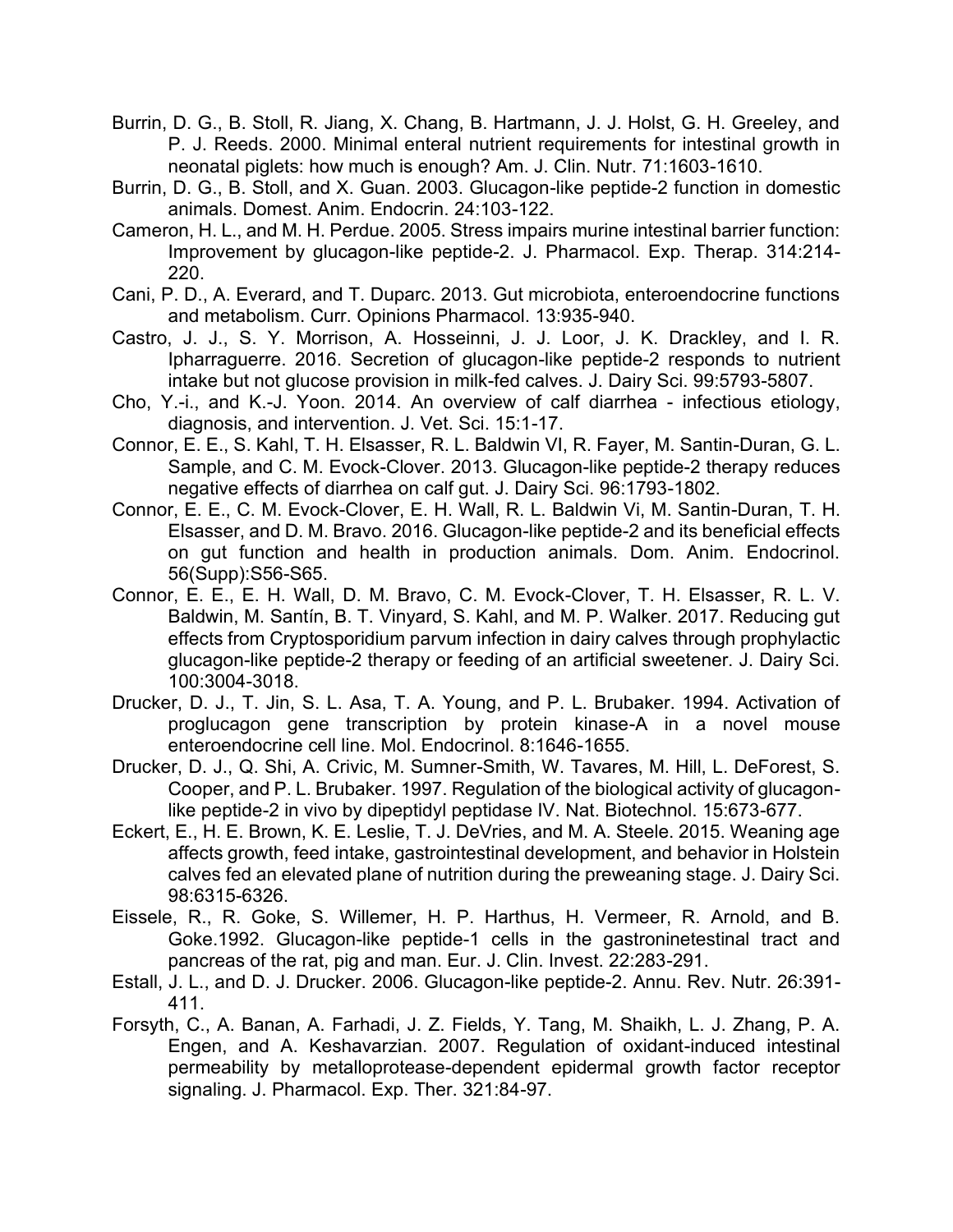Burrin, D. G., B. Stoll, R. Jiang, X. Chang, B. Hartmann, J. J. Holst, G. H. Greeley, and P. J. Reeds. 2000. Minimal enteral nutrient requirements for intestinal growth in neonatal piglets: how much is enough? Am. J. Clin. Nutr. 71:1603-1610.

Burrin, D. G., B. Stoll, and X. Guan. 2003. Glucagon-like peptide-2 function in domestic animals. Domest. Anim. Endocrin. 24:103-122.

Cameron, H. L., and M. H. Perdue. 2005. Stress impairs murine intestinal barrier function: Improvement by glucagon-like peptide-2. J. Pharmacol. Exp. Therap. 314:214-220.

Cani, P. D., A. Everard, and T. Duparc. 2013. Gut microbiota, enteroendocrine functions and metabolism. Curr. Opinions Pharmacol. 13:935-940.

Castro, J. J., S. Y. Morrison, A. Hosseinni, J. J. Loor, J. K. Drackley, and I. R. Ipharraguerre. 2016. Secretion of glucagon-like peptide-2 responds to nutrient intake but not glucose provision in milk-fed calves. J. Dairy Sci. 99:5793-5807.

Cho, Y.-i., and K.-J. Yoon. 2014. An overview of calf diarrhea - infectious etiology, diagnosis, and intervention. J. Vet. Sci. 15:1-17.

Connor, E. E., S. Kahl, T. H. Elsasser, R. L. Baldwin VI, R. Fayer, M. Santin-Duran, G. L. Sample, and C. M. Evock-Clover. 2013. Glucagon-like peptide-2 therapy reduces negative effects of diarrhea on calf gut. J. Dairy Sci. 96:1793-1802.

Connor, E. E., C. M. Evock-Clover, E. H. Wall, R. L. Baldwin Vi, M. Santin-Duran, T. H. Elsasser, and D. M. Bravo. 2016. Glucagon-like peptide-2 and its beneficial effects on gut function and health in production animals. Dom. Anim. Endocrinol. 56(Supp):S56-S65.

Connor, E. E., E. H. Wall, D. M. Bravo, C. M. Evock-Clover, T. H. Elsasser, R. L. V. Baldwin, M. Santín, B. T. Vinyard, S. Kahl, and M. P. Walker. 2017. Reducing gut effects from Cryptosporidium parvum infection in dairy calves through prophylactic glucagon-like peptide-2 therapy or feeding of an artificial sweetener. J. Dairy Sci. 100:3004-3018.

Drucker, D. J., T. Jin, S. L. Asa, T. A. Young, and P. L. Brubaker. 1994. Activation of proglucagon gene transcription by protein kinase-A in a novel mouse enteroendocrine cell line. Mol. Endocrinol. 8:1646-1655.

Drucker, D. J., Q. Shi, A. Crivic, M. Sumner-Smith, W. Tavares, M. Hill, L. DeForest, S. Cooper, and P. L. Brubaker. 1997. Regulation of the biological activity of glucagon-like peptide-2 in vivo by dipeptidyl peptidase IV. Nat. Biotechnol. 15:673-677.

Eckert, E., H. E. Brown, K. E. Leslie, T. J. DeVries, and M. A. Steele. 2015. Weaning age affects growth, feed intake, gastrointestinal development, and behavior in Holstein calves fed an elevated plane of nutrition during the preweaning stage. J. Dairy Sci. 98:6315-6326.

Eissele, R., R. Goke, S. Willemer, H. P. Harthus, H. Vermeer, R. Arnold, and B. Goke.1992. Glucagon-like peptide-1 cells in the gastroninetestinal tract and pancreas of the rat, pig and man. Eur. J. Clin. Invest. 22:283-291.

Estall, J. L., and D. J. Drucker. 2006. Glucagon-like peptide-2. Annu. Rev. Nutr. 26:391-411.

Forsyth, C., A. Banan, A. Farhadi, J. Z. Fields, Y. Tang, M. Shaikh, L. J. Zhang, P. A. Engen, and A. Keshavarzian. 2007. Regulation of oxidant-induced intestinal permeability by metalloprotease-dependent epidermal growth factor receptor signaling. J. Pharmacol. Exp. Ther. 321:84-97.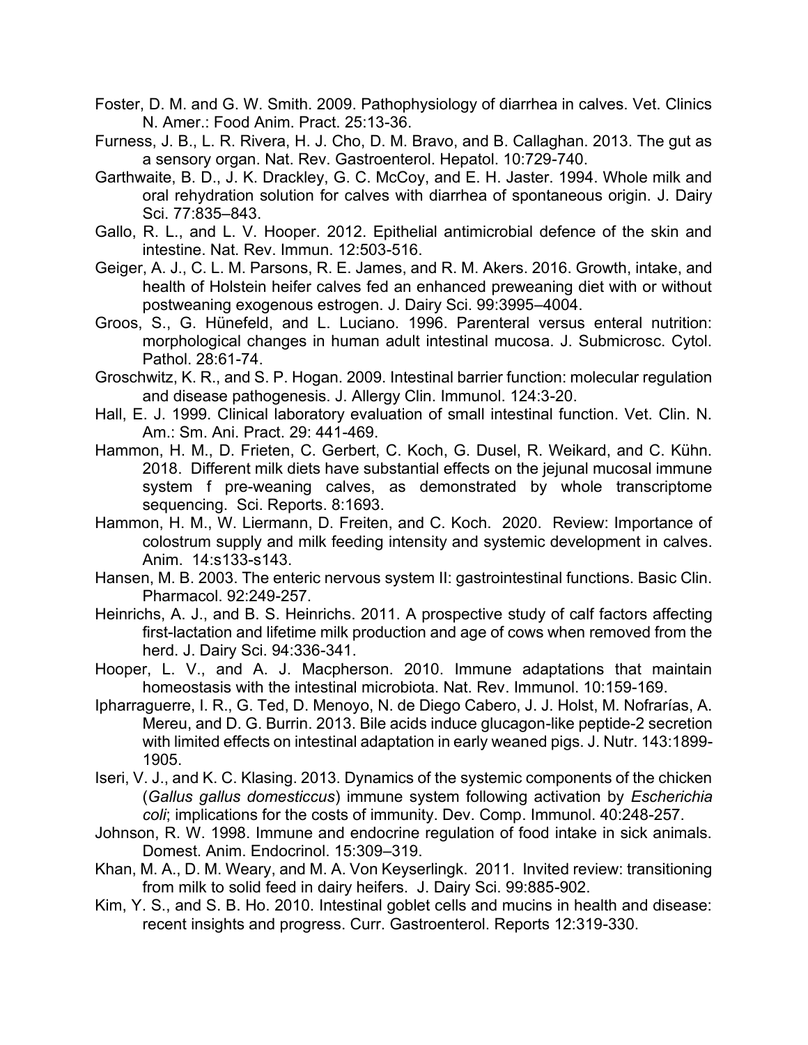Foster, D. M. and G. W. Smith. 2009. Pathophysiology of diarrhea in calves. Vet. Clinics N. Amer.: Food Anim. Pract. 25:13-36.

Furness, J. B., L. R. Rivera, H. J. Cho, D. M. Bravo, and B. Callaghan. 2013. The gut as a sensory organ. Nat. Rev. Gastroenterol. Hepatol. 10:729-740.

Garthwaite, B. D., J. K. Drackley, G. C. McCoy, and E. H. Jaster. 1994. Whole milk and oral rehydration solution for calves with diarrhea of spontaneous origin. J. Dairy Sci. 77:835–843.

Gallo, R. L., and L. V. Hooper. 2012. Epithelial antimicrobial defence of the skin and intestine. Nat. Rev. Immun. 12:503-516.

Geiger, A. J., C. L. M. Parsons, R. E. James, and R. M. Akers. 2016. Growth, intake, and health of Holstein heifer calves fed an enhanced preweaning diet with or without postweaning exogenous estrogen. J. Dairy Sci. 99:3995–4004.

Groos, S., G. Hünefeld, and L. Luciano. 1996. Parenteral versus enteral nutrition: morphological changes in human adult intestinal mucosa. J. Submicrosc. Cytol. Pathol. 28:61-74.

Groschwitz, K. R., and S. P. Hogan. 2009. Intestinal barrier function: molecular regulation and disease pathogenesis. J. Allergy Clin. Immunol. 124:3-20.

Hall, E. J. 1999. Clinical laboratory evaluation of small intestinal function. Vet. Clin. N. Am.: Sm. Ani. Pract. 29: 441-469.

Hammon, H. M., D. Frieten, C. Gerbert, C. Koch, G. Dusel, R. Weikard, and C. Kühn. 2018. Different milk diets have substantial effects on the jejunal mucosal immune system f pre-weaning calves, as demonstrated by whole transcriptome sequencing. Sci. Reports. 8:1693.

Hammon, H. M., W. Liermann, D. Freiten, and C. Koch. 2020. Review: Importance of colostrum supply and milk feeding intensity and systemic development in calves. Anim. 14:s133-s143.

Hansen, M. B. 2003. The enteric nervous system II: gastrointestinal functions. Basic Clin. Pharmacol. 92:249-257.

Heinrichs, A. J., and B. S. Heinrichs. 2011. A prospective study of calf factors affecting first-lactation and lifetime milk production and age of cows when removed from the herd. J. Dairy Sci. 94:336-341.

Hooper, L. V., and A. J. Macpherson. 2010. Immune adaptations that maintain homeostasis with the intestinal microbiota. Nat. Rev. Immunol. 10:159-169.

Ipharraguerre, I. R., G. Ted, D. Menoyo, N. de Diego Cabero, J. J. Holst, M. Nofrarías, A. Mereu, and D. G. Burrin. 2013. Bile acids induce glucagon-like peptide-2 secretion with limited effects on intestinal adaptation in early weaned pigs. J. Nutr. 143:1899-1905.

Iseri, V. J., and K. C. Klasing. 2013. Dynamics of the systemic components of the chicken (*Gallus gallus domesticcus*) immune system following activation by *Escherichia coli*; implications for the costs of immunity. Dev. Comp. Immunol. 40:248-257.

Johnson, R. W. 1998. Immune and endocrine regulation of food intake in sick animals. Domest. Anim. Endocrinol. 15:309–319.

Khan, M. A., D. M. Weary, and M. A. Von Keyserlingk. 2011. Invited review: transitioning from milk to solid feed in dairy heifers. J. Dairy Sci. 99:885-902.

Kim, Y. S., and S. B. Ho. 2010. Intestinal goblet cells and mucins in health and disease: recent insights and progress. Curr. Gastroenterol. Reports 12:319-330.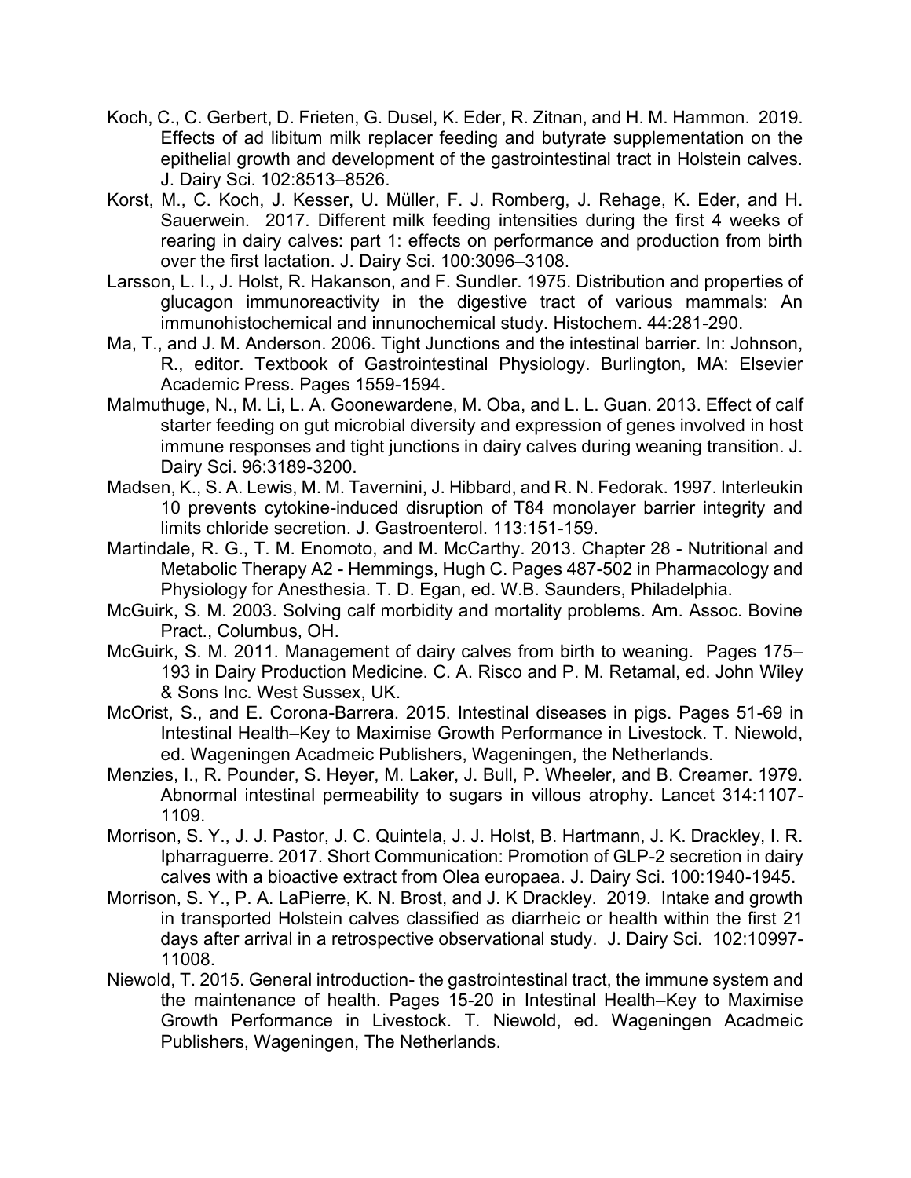Koch, C., C. Gerbert, D. Frieten, G. Dusel, K. Eder, R. Zitnan, and H. M. Hammon. 2019. Effects of ad libitum milk replacer feeding and butyrate supplementation on the epithelial growth and development of the gastrointestinal tract in Holstein calves. J. Dairy Sci. 102:8513–8526.

Korst, M., C. Koch, J. Kesser, U. Müller, F. J. Romberg, J. Rehage, K. Eder, and H. Sauerwein. 2017. Different milk feeding intensities during the first 4 weeks of rearing in dairy calves: part 1: effects on performance and production from birth over the first lactation. J. Dairy Sci. 100:3096–3108.

Larsson, L. I., J. Holst, R. Hakanson, and F. Sundler. 1975. Distribution and properties of glucagon immunoreactivity in the digestive tract of various mammals: An immunohistochemical and innunochemical study. Histochem. 44:281-290.

Ma, T., and J. M. Anderson. 2006. Tight Junctions and the intestinal barrier. In: Johnson, R., editor. Textbook of Gastrointestinal Physiology. Burlington, MA: Elsevier Academic Press. Pages 1559-1594.

Malmuthuge, N., M. Li, L. A. Goonewardene, M. Oba, and L. L. Guan. 2013. Effect of calf starter feeding on gut microbial diversity and expression of genes involved in host immune responses and tight junctions in dairy calves during weaning transition. J. Dairy Sci. 96:3189-3200.

Madsen, K., S. A. Lewis, M. M. Tavernini, J. Hibbard, and R. N. Fedorak. 1997. Interleukin 10 prevents cytokine-induced disruption of T84 monolayer barrier integrity and limits chloride secretion. J. Gastroenterol. 113:151-159.

Martindale, R. G., T. M. Enomoto, and M. McCarthy. 2013. Chapter 28 - Nutritional and Metabolic Therapy A2 - Hemmings, Hugh C. Pages 487-502 in Pharmacology and Physiology for Anesthesia. T. D. Egan, ed. W.B. Saunders, Philadelphia.

McGuirk, S. M. 2003. Solving calf morbidity and mortality problems. Am. Assoc. Bovine Pract., Columbus, OH.

McGuirk, S. M. 2011. Management of dairy calves from birth to weaning. Pages 175–193 in Dairy Production Medicine. C. A. Risco and P. M. Retamal, ed. John Wiley & Sons Inc. West Sussex, UK.

McOrist, S., and E. Corona-Barrera. 2015. Intestinal diseases in pigs. Pages 51-69 in Intestinal Health–Key to Maximise Growth Performance in Livestock. T. Niewold, ed. Wageningen Acadmeic Publishers, Wageningen, the Netherlands.

Menzies, I., R. Pounder, S. Heyer, M. Laker, J. Bull, P. Wheeler, and B. Creamer. 1979. Abnormal intestinal permeability to sugars in villous atrophy. Lancet 314:1107-1109.

Morrison, S. Y., J. J. Pastor, J. C. Quintela, J. J. Holst, B. Hartmann, J. K. Drackley, I. R. Ipharraguerre. 2017. Short Communication: Promotion of GLP-2 secretion in dairy calves with a bioactive extract from Olea europaea. J. Dairy Sci. 100:1940-1945.

Morrison, S. Y., P. A. LaPierre, K. N. Brost, and J. K Drackley. 2019. Intake and growth in transported Holstein calves classified as diarrheic or health within the first 21 days after arrival in a retrospective observational study. J. Dairy Sci. 102:10997-11008.

Niewold, T. 2015. General introduction- the gastrointestinal tract, the immune system and the maintenance of health. Pages 15-20 in Intestinal Health–Key to Maximise Growth Performance in Livestock. T. Niewold, ed. Wageningen Acadmeic Publishers, Wageningen, The Netherlands.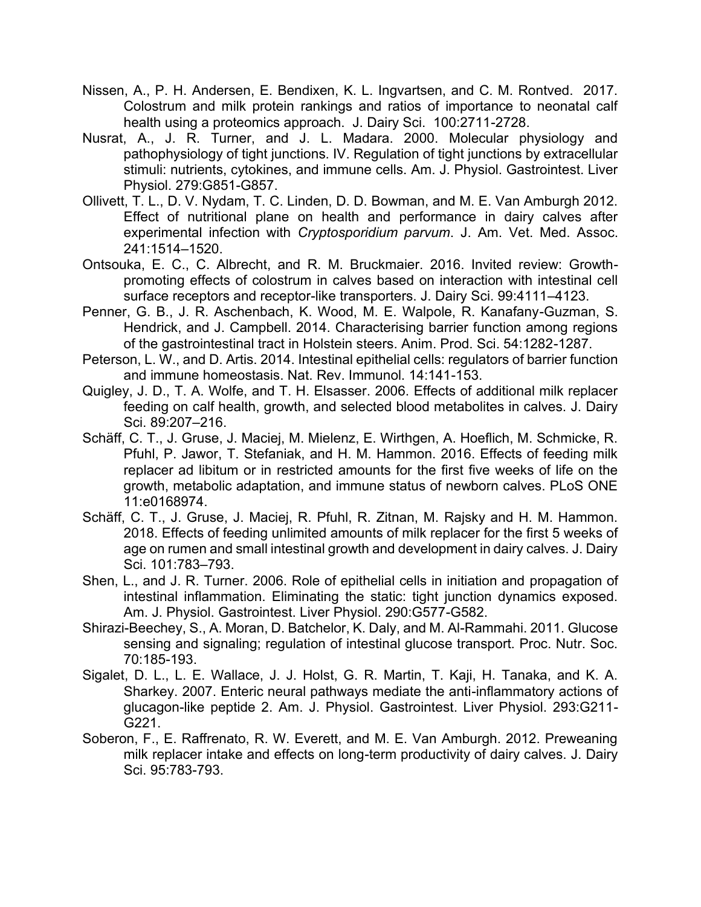Nissen, A., P. H. Andersen, E. Bendixen, K. L. Ingvartsen, and C. M. Rontved. 2017. Colostrum and milk protein rankings and ratios of importance to neonatal calf health using a proteomics approach. J. Dairy Sci. 100:2711-2728.

Nusrat, A., J. R. Turner, and J. L. Madara. 2000. Molecular physiology and pathophysiology of tight junctions. IV. Regulation of tight junctions by extracellular stimuli: nutrients, cytokines, and immune cells. Am. J. Physiol. Gastrointest. Liver Physiol. 279:G851-G857.

Ollivett, T. L., D. V. Nydam, T. C. Linden, D. D. Bowman, and M. E. Van Amburgh 2012. Effect of nutritional plane on health and performance in dairy calves after experimental infection with *Cryptosporidium parvum*. J. Am. Vet. Med. Assoc. 241:1514–1520.

Ontsouka, E. C., C. Albrecht, and R. M. Bruckmaier. 2016. Invited review: Growth-promoting effects of colostrum in calves based on interaction with intestinal cell surface receptors and receptor-like transporters. J. Dairy Sci. 99:4111–4123.

Penner, G. B., J. R. Aschenbach, K. Wood, M. E. Walpole, R. Kanafany-Guzman, S. Hendrick, and J. Campbell. 2014. Characterising barrier function among regions of the gastrointestinal tract in Holstein steers. Anim. Prod. Sci. 54:1282-1287.

Peterson, L. W., and D. Artis. 2014. Intestinal epithelial cells: regulators of barrier function and immune homeostasis. Nat. Rev. Immunol. 14:141-153.

Quigley, J. D., T. A. Wolfe, and T. H. Elsasser. 2006. Effects of additional milk replacer feeding on calf health, growth, and selected blood metabolites in calves. J. Dairy Sci. 89:207–216.

Schäff, C. T., J. Gruse, J. Maciej, M. Mielenz, E. Wirthgen, A. Hoeflich, M. Schmicke, R. Pfuhl, P. Jawor, T. Stefaniak, and H. M. Hammon. 2016. Effects of feeding milk replacer ad libitum or in restricted amounts for the first five weeks of life on the growth, metabolic adaptation, and immune status of newborn calves. PLoS ONE 11:e0168974.

Schäff, C. T., J. Gruse, J. Maciej, R. Pfuhl, R. Zitnan, M. Rajsky and H. M. Hammon. 2018. Effects of feeding unlimited amounts of milk replacer for the first 5 weeks of age on rumen and small intestinal growth and development in dairy calves. J. Dairy Sci. 101:783–793.

Shen, L., and J. R. Turner. 2006. Role of epithelial cells in initiation and propagation of intestinal inflammation. Eliminating the static: tight junction dynamics exposed. Am. J. Physiol. Gastrointest. Liver Physiol. 290:G577-G582.

Shirazi-Beechey, S., A. Moran, D. Batchelor, K. Daly, and M. Al-Rammahi. 2011. Glucose sensing and signaling; regulation of intestinal glucose transport. Proc. Nutr. Soc. 70:185-193.

Sigalet, D. L., L. E. Wallace, J. J. Holst, G. R. Martin, T. Kaji, H. Tanaka, and K. A. Sharkey. 2007. Enteric neural pathways mediate the anti-inflammatory actions of glucagon-like peptide 2. Am. J. Physiol. Gastrointest. Liver Physiol. 293:G211-G221.

Soberon, F., E. Raffrenato, R. W. Everett, and M. E. Van Amburgh. 2012. Preweaning milk replacer intake and effects on long-term productivity of dairy calves. J. Dairy Sci. 95:783-793.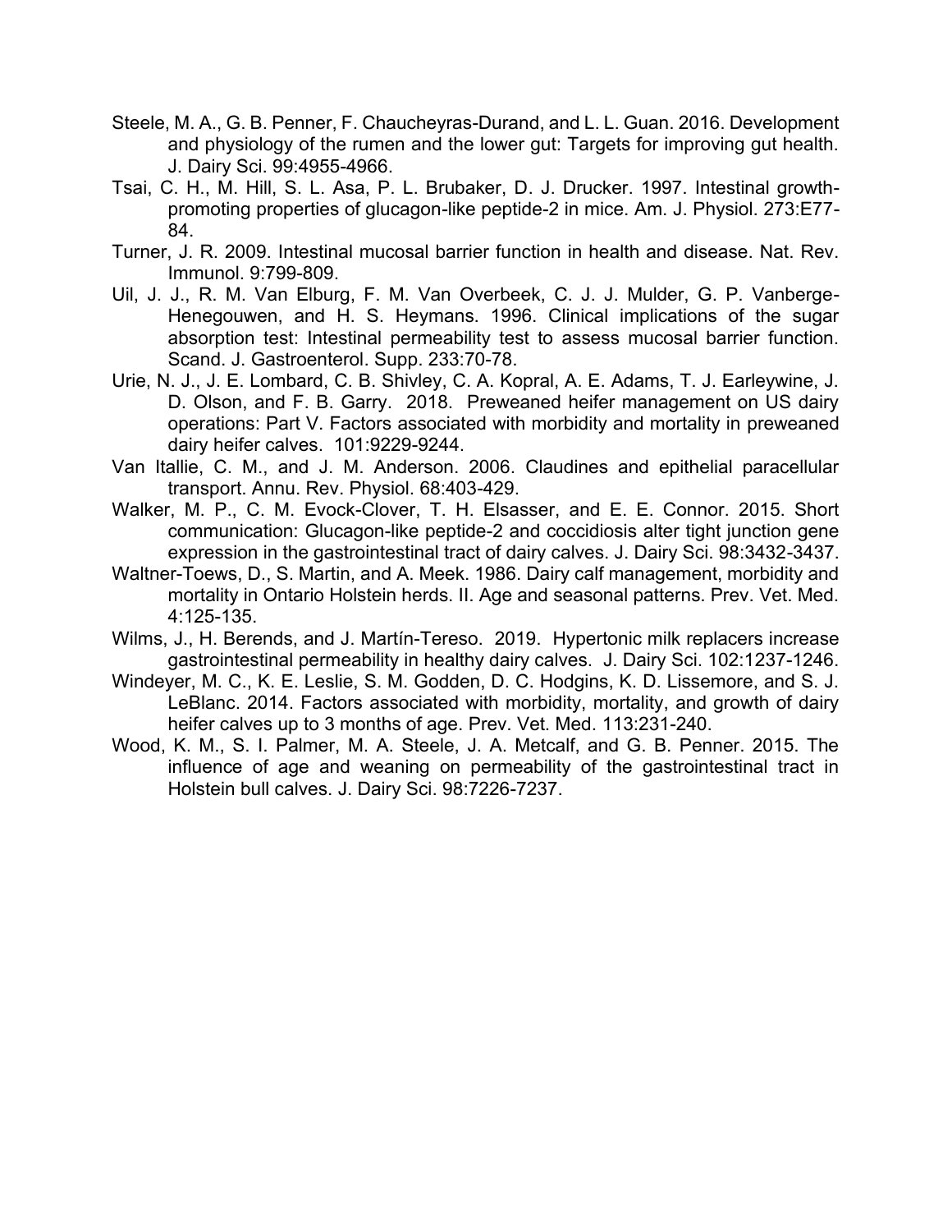Steele, M. A., G. B. Penner, F. Chaucheyras-Durand, and L. L. Guan. 2016. Development and physiology of the rumen and the lower gut: Targets for improving gut health. J. Dairy Sci. 99:4955-4966.

Tsai, C. H., M. Hill, S. L. Asa, P. L. Brubaker, D. J. Drucker. 1997. Intestinal growth-promoting properties of glucagon-like peptide-2 in mice. Am. J. Physiol. 273:E77-84.

Turner, J. R. 2009. Intestinal mucosal barrier function in health and disease. Nat. Rev. Immunol. 9:799-809.

Uil, J. J., R. M. Van Elburg, F. M. Van Overbeek, C. J. J. Mulder, G. P. Vanberge-Henegouwen, and H. S. Heymans. 1996. Clinical implications of the sugar absorption test: Intestinal permeability test to assess mucosal barrier function. Scand. J. Gastroenterol. Supp. 233:70-78.

Urie, N. J., J. E. Lombard, C. B. Shivley, C. A. Kopral, A. E. Adams, T. J. Earleywine, J. D. Olson, and F. B. Garry. 2018. Preweaned heifer management on US dairy operations: Part V. Factors associated with morbidity and mortality in preweaned dairy heifer calves. 101:9229-9244.

Van Itallie, C. M., and J. M. Anderson. 2006. Claudines and epithelial paracellular transport. Annu. Rev. Physiol. 68:403-429.

Walker, M. P., C. M. Evock-Clover, T. H. Elsasser, and E. E. Connor. 2015. Short communication: Glucagon-like peptide-2 and coccidiosis alter tight junction gene expression in the gastrointestinal tract of dairy calves. J. Dairy Sci. 98:3432-3437.

Waltner-Toews, D., S. Martin, and A. Meek. 1986. Dairy calf management, morbidity and mortality in Ontario Holstein herds. II. Age and seasonal patterns. Prev. Vet. Med. 4:125-135.

Wilms, J., H. Berends, and J. Martín-Tereso. 2019. Hypertonic milk replacers increase gastrointestinal permeability in healthy dairy calves. J. Dairy Sci. 102:1237-1246.

Windeyer, M. C., K. E. Leslie, S. M. Godden, D. C. Hodgins, K. D. Lissemore, and S. J. LeBlanc. 2014. Factors associated with morbidity, mortality, and growth of dairy heifer calves up to 3 months of age. Prev. Vet. Med. 113:231-240.

Wood, K. M., S. I. Palmer, M. A. Steele, J. A. Metcalf, and G. B. Penner. 2015. The influence of age and weaning on permeability of the gastrointestinal tract in Holstein bull calves. J. Dairy Sci. 98:7226-7237.